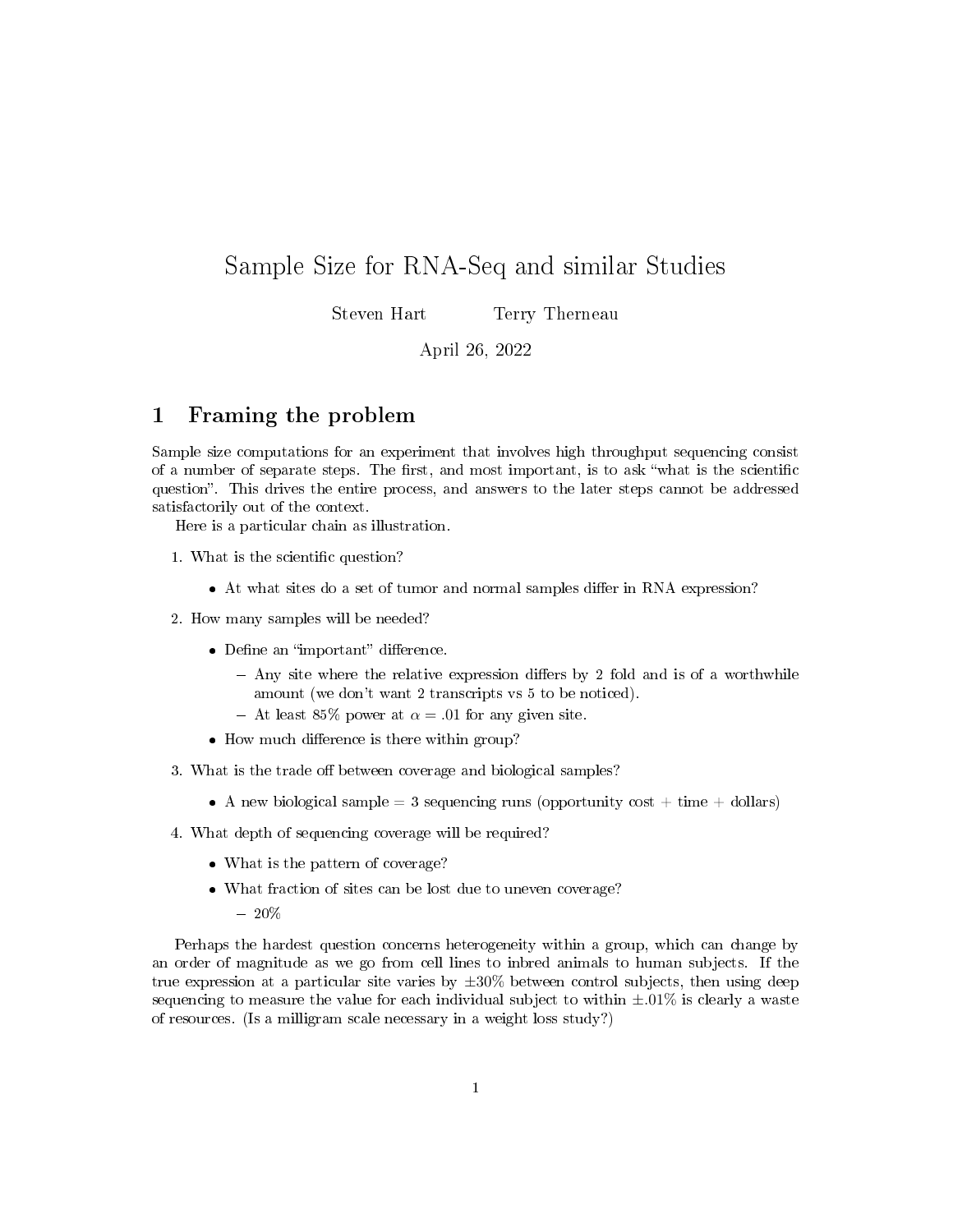# Sample Size for RNA-Seq and similar Studies

Steven Hart    Terry Therneau

April 26, 2022

## 1 Framing the problem

Sample size computations for an experiment that involves high throughput sequencing consist of a number of separate steps. The first, and most important, is to ask "what is the scientific question". This drives the entire process, and answers to the later steps cannot be addressed satisfactorily out of the context.

Here is a particular chain as illustration.

1. What is the scientific question?
   - At what sites do a set of tumor and normal samples differ in RNA expression?
2. How many samples will be needed?
   - Define an "important" difference.
     - Any site where the relative expression differs by 2 fold and is of a worthwhile amount (we don't want 2 transcripts vs 5 to be noticed).
     - At least 85% power at $\alpha = .01$ for any given site.
   - How much difference is there within group?
3. What is the trade off between coverage and biological samples?
   - A new biological sample = 3 sequencing runs (opportunity cost + time + dollars)
4. What depth of sequencing coverage will be required?
   - What is the pattern of coverage?
   - What fraction of sites can be lost due to uneven coverage?
     - 20%

Perhaps the hardest question concerns heterogeneity within a group, which can change by an order of magnitude as we go from cell lines to inbred animals to human subjects. If the true expression at a particular site varies by $\pm 30\%$ between control subjects, then using deep sequencing to measure the value for each individual subject to within $\pm .01\%$ is clearly a waste of resources. (Is a milligram scale necessary in a weight loss study?)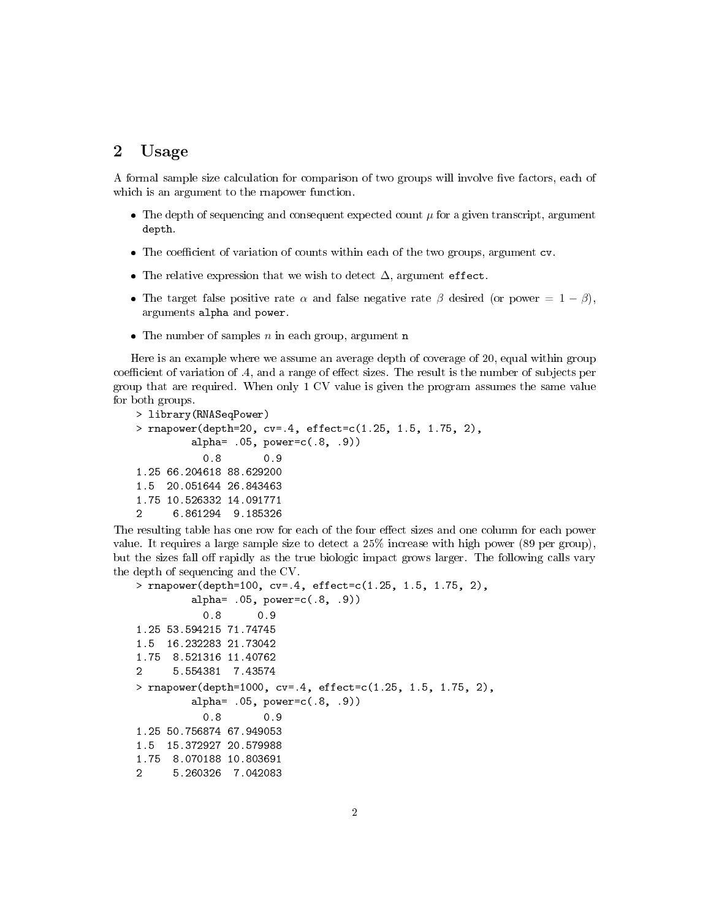## 2 Usage

A formal sample size calculation for comparison of two groups will involve five factors, each of which is an argument to the rnapower function.

- The depth of sequencing and consequent expected count $\mu$ for a given transcript, argument `depth`.
- The coefficient of variation of counts within each of the two groups, argument `cv`.
- The relative expression that we wish to detect $\Delta$, argument `effect`.
- The target false positive rate $\alpha$ and false negative rate $\beta$ desired (or power $= 1 - \beta$), arguments `alpha` and `power`.
- The number of samples $n$ in each group, argument `n`

Here is an example where we assume an average depth of coverage of 20, equal within group coefficient of variation of .4, and a range of effect sizes. The result is the number of subjects per group that are required. When only 1 CV value is given the program assumes the same value for both groups.

```
> library(RNASeqPower)
> rnapower(depth=20, cv=.4, effect=c(1.25, 1.5, 1.75, 2),
          alpha= .05, power=c(.8, .9))
           0.8       0.9
1.25 66.204618 88.629200
1.5  20.051644 26.843463
1.75 10.526332 14.091771
2     6.861294  9.185326
```

The resulting table has one row for each of the four effect sizes and one column for each power value. It requires a large sample size to detect a 25% increase with high power (89 per group), but the sizes fall off rapidly as the true biologic impact grows larger. The following calls vary the depth of sequencing and the CV.

```
> rnapower(depth=100, cv=.4, effect=c(1.25, 1.5, 1.75, 2),
          alpha= .05, power=c(.8, .9))
           0.8      0.9
1.25 53.594215 71.74745
1.5  16.232283 21.73042
1.75  8.521316 11.40762
2     5.554381  7.43574
> rnapower(depth=1000, cv=.4, effect=c(1.25, 1.5, 1.75, 2),
          alpha= .05, power=c(.8, .9))
           0.8       0.9
1.25 50.756874 67.949053
1.5  15.372927 20.579988
1.75  8.070188 10.803691
2     5.260326  7.042083
```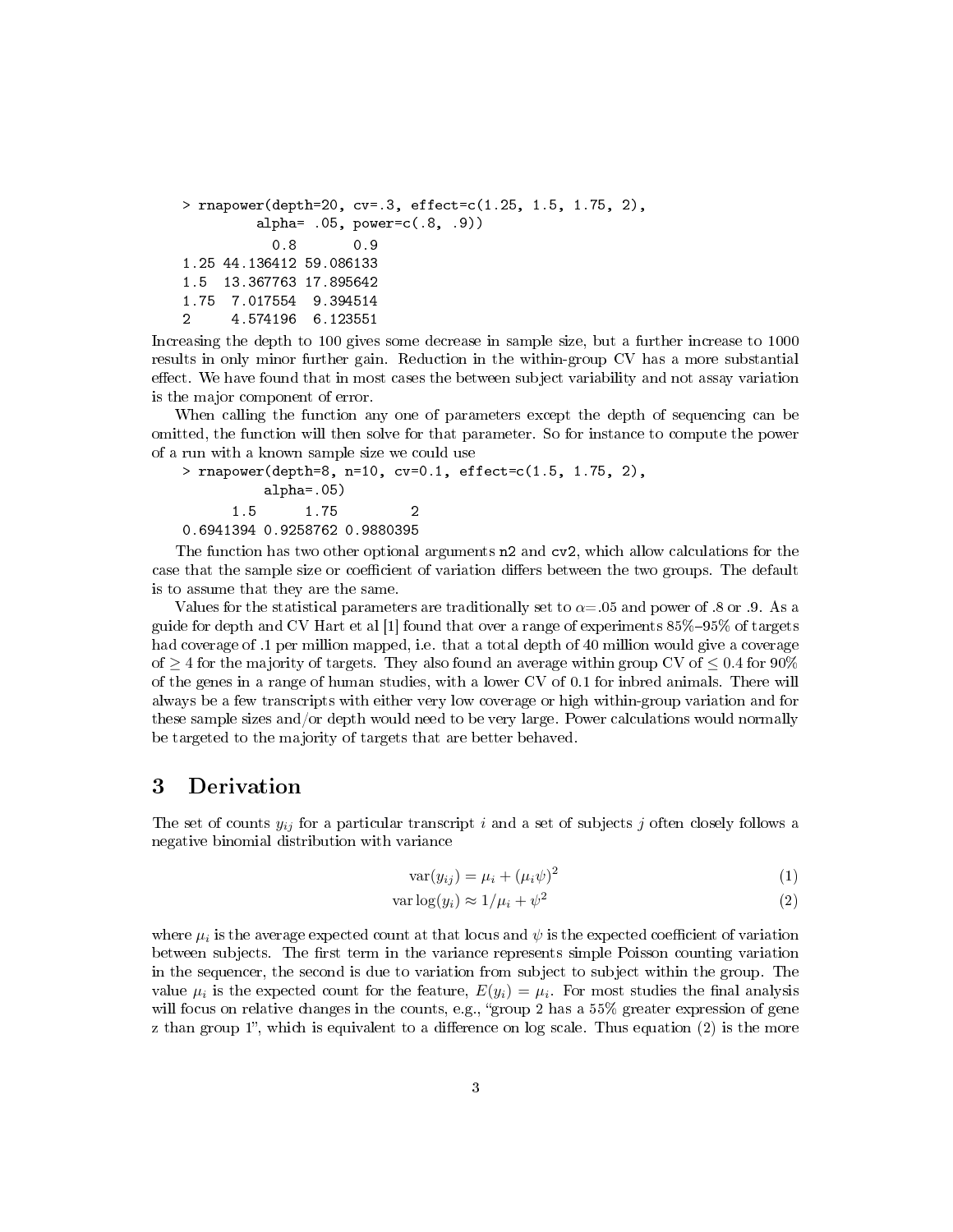```
> rnapower(depth=20, cv=.3, effect=c(1.25, 1.5, 1.75, 2),
          alpha= .05, power=c(.8, .9))
           0.8       0.9
1.25 44.136412 59.086133
1.5  13.367763 17.895642
1.75  7.017554  9.394514
2     4.574196  6.123551
```

Increasing the depth to 100 gives some decrease in sample size, but a further increase to 1000 results in only minor further gain. Reduction in the within-group CV has a more substantial effect. We have found that in most cases the between subject variability and not assay variation is the major component of error.

When calling the function any one of parameters except the depth of sequencing can be omitted, the function will then solve for that parameter. So for instance to compute the power of a run with a known sample size we could use

```
> rnapower(depth=8, n=10, cv=0.1, effect=c(1.5, 1.75, 2),
           alpha=.05)
      1.5      1.75         2
0.6941394 0.9258762 0.9880395
```

The function has two other optional arguments `n2` and `cv2`, which allow calculations for the case that the sample size or coefficient of variation differs between the two groups. The default is to assume that they are the same.

Values for the statistical parameters are traditionally set to $\alpha$=.05 and power of .8 or .9. As a guide for depth and CV Hart et al [1] found that over a range of experiments 85%–95% of targets had coverage of .1 per million mapped, i.e. that a total depth of 40 million would give a coverage of $\geq 4$ for the majority of targets. They also found an average within group CV of $\leq 0.4$ for 90% of the genes in a range of human studies, with a lower CV of 0.1 for inbred animals. There will always be a few transcripts with either very low coverage or high within-group variation and for these sample sizes and/or depth would need to be very large. Power calculations would normally be targeted to the majority of targets that are better behaved.

# 3 Derivation

The set of counts $y_{ij}$ for a particular transcript $i$ and a set of subjects $j$ often closely follows a negative binomial distribution with variance

$$\mathrm{var}(y_{ij}) = \mu_i + (\mu_i \psi)^2 \tag{1}$$

$$\mathrm{var}\log(y_i) \approx 1/\mu_i + \psi^2 \tag{2}$$

where $\mu_i$ is the average expected count at that locus and $\psi$ is the expected coefficient of variation between subjects. The first term in the variance represents simple Poisson counting variation in the sequencer, the second is due to variation from subject to subject within the group. The value $\mu_i$ is the expected count for the feature, $E(y_i) = \mu_i$. For most studies the final analysis will focus on relative changes in the counts, e.g., "group 2 has a 55% greater expression of gene z than group 1", which is equivalent to a difference on log scale. Thus equation (2) is the more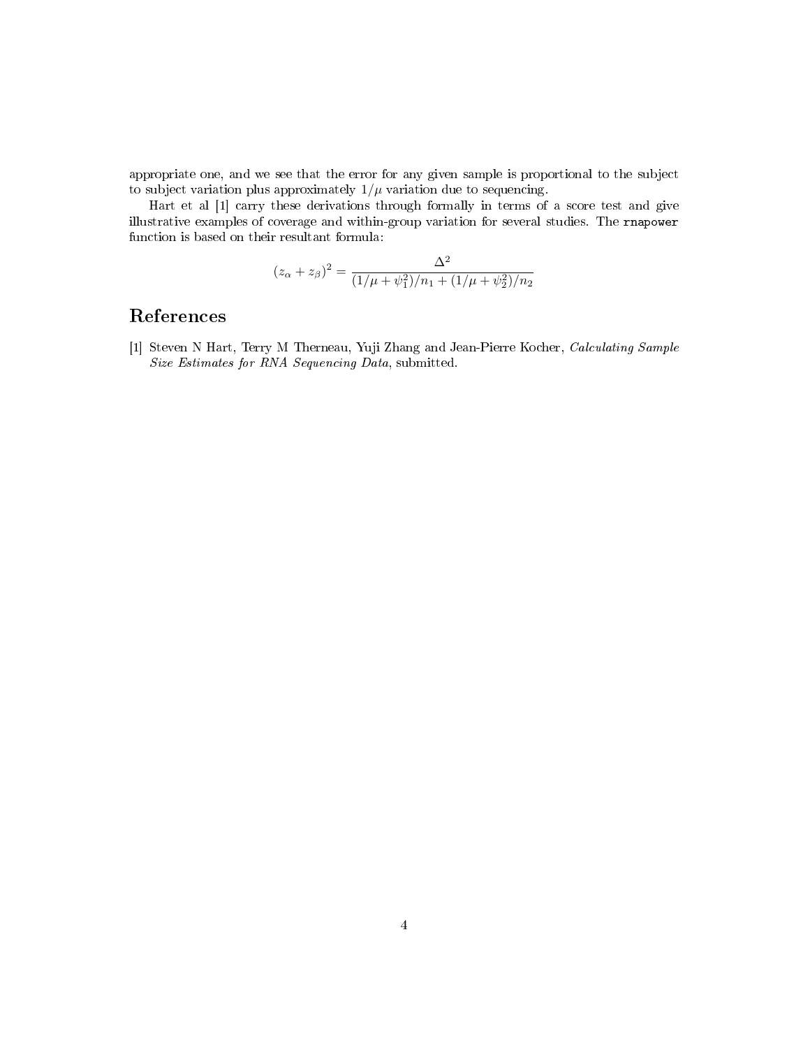appropriate one, and we see that the error for any given sample is proportional to the subject to subject variation plus approximately $1/\mu$ variation due to sequencing.

Hart et al [1] carry these derivations through formally in terms of a score test and give illustrative examples of coverage and within-group variation for several studies. The `rnapower` function is based on their resultant formula:

$$(z_\alpha + z_\beta)^2 = \frac{\Delta^2}{(1/\mu + \psi_1^2)/n_1 + (1/\mu + \psi_2^2)/n_2}$$

## References

[1] Steven N Hart, Terry M Therneau, Yuji Zhang and Jean-Pierre Kocher, *Calculating Sample Size Estimates for RNA Sequencing Data*, submitted.